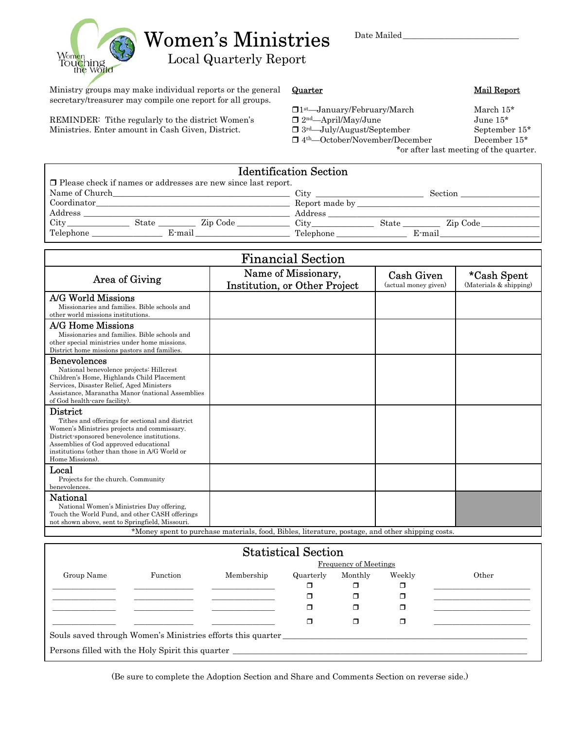# Women's Ministries

## Local Quarterly Report

Date Mailed\_\_\_\_\_\_\_\_\_\_\_\_\_\_\_\_\_\_\_\_\_\_\_\_\_\_\_

Ministry groups may make individual reports or the general secretary/treasurer may compile one report for all groups.

REMINDER: Tithe regularly to the district Women's Ministries. Enter amount in Cash Given, District.

| Quarter | Mail Report |
|---|---|
| ❒ 1st—January/February/March | March 15* |
| ❒ 2nd—April/May/June | June 15* |
| ❒ 3rd—July/August/September | September 15* |
| ❒ 4th—October/November/December | December 15* |

*or after last meeting of the quarter.

## Identification Section

❒ Please check if names or addresses are new since last report.

Name of Church\_\_\_\_\_\_\_\_\_\_\_\_\_\_\_\_\_\_\_\_\_\_\_\_\_\_\_\_\_\_\_\_\_\_\_\_\_\_\_ City \_\_\_\_\_\_\_\_\_\_\_\_\_\_\_\_\_\_\_\_\_\_\_\_ Section \_\_\_\_\_\_\_\_\_\_\_\_\_\_\_\_\_\_

Coordinator\_\_\_\_\_\_\_\_\_\_\_\_\_\_\_\_\_\_\_\_\_\_\_\_\_\_\_\_\_\_\_\_\_\_\_\_\_\_\_\_\_\_\_ Report made by \_\_\_\_\_\_\_\_\_\_\_\_\_\_\_\_\_\_\_\_\_\_\_\_\_\_\_\_\_\_\_\_\_\_\_\_\_\_\_\_

Address \_\_\_\_\_\_\_\_\_\_\_\_\_\_\_\_\_\_\_\_\_\_\_\_\_\_\_\_\_\_\_\_\_\_\_\_\_\_\_\_\_\_\_\_\_\_ Address \_\_\_\_\_\_\_\_\_\_\_\_\_\_\_\_\_\_\_\_\_\_\_\_\_\_\_\_\_\_\_\_\_\_\_\_\_\_\_\_\_\_\_\_\_\_

City\_\_\_\_\_\_\_\_\_\_\_\_\_\_ State \_\_\_\_\_\_\_\_ Zip Code \_\_\_\_\_\_\_\_\_\_\_\_ City\_\_\_\_\_\_\_\_\_\_\_\_\_\_ State \_\_\_\_\_\_\_\_ Zip Code \_\_\_\_\_\_\_\_\_\_\_\_

Telephone \_\_\_\_\_\_\_\_\_\_\_\_\_\_\_\_ E-mail \_\_\_\_\_\_\_\_\_\_\_\_\_\_\_\_\_\_\_\_\_ Telephone \_\_\_\_\_\_\_\_\_\_\_\_\_\_\_\_ E-mail \_\_\_\_\_\_\_\_\_\_\_\_\_\_\_\_\_\_\_\_\_

## Financial Section

| Area of Giving | Name of Missionary, Institution, or Other Project | Cash Given (actual money given) | *Cash Spent (Materials & shipping) |
|---|---|---|---|
| **A/G World Missions** Missionaries and families. Bible schools and other world missions institutions. | | | |
| **A/G Home Missions** Missionaries and families. Bible schools and other special ministries under home missions. District home missions pastors and families. | | | |
| **Benevolences** National benevolence projects: Hillcrest Children's Home, Highlands Child Placement Services, Disaster Relief, Aged Ministers Assistance, Maranatha Manor (national Assemblies of God health-care facility). | | | |
| **District** Tithes and offerings for sectional and district Women's Ministries projects and commissary. District-sponsored benevolence institutions. Assemblies of God approved educational institutions (other than those in A/G World or Home Missions). | | | |
| **Local** Projects for the church. Community benevolences. | | | |
| **National** National Women's Ministries Day offering, Touch the World Fund, and other CASH offerings not shown above, sent to Springfield, Missouri. | | | |

*Money spent to purchase materials, food, Bibles, literature, postage, and other shipping costs.

## Statistical Section

| Group Name | Function | Membership | Frequency of Meetings: Quarterly | Monthly | Weekly | Other |
|---|---|---|---|---|---|---|
| \_\_\_\_\_\_\_\_\_\_ | \_\_\_\_\_\_\_\_\_\_ | \_\_\_\_\_\_\_\_\_\_ | ❒ | ❒ | ❒ | \_\_\_\_\_\_\_\_\_\_ |
| \_\_\_\_\_\_\_\_\_\_ | \_\_\_\_\_\_\_\_\_\_ | \_\_\_\_\_\_\_\_\_\_ | ❒ | ❒ | ❒ | \_\_\_\_\_\_\_\_\_\_ |
| \_\_\_\_\_\_\_\_\_\_ | \_\_\_\_\_\_\_\_\_\_ | \_\_\_\_\_\_\_\_\_\_ | ❒ | ❒ | ❒ | \_\_\_\_\_\_\_\_\_\_ |
| \_\_\_\_\_\_\_\_\_\_ | \_\_\_\_\_\_\_\_\_\_ | \_\_\_\_\_\_\_\_\_\_ | ❒ | ❒ | ❒ | \_\_\_\_\_\_\_\_\_\_ |

Souls saved through Women's Ministries efforts this quarter \_\_\_\_\_\_\_\_\_\_\_\_\_\_\_\_\_\_\_\_\_\_\_\_\_\_\_\_\_\_\_\_\_\_\_\_\_\_\_\_\_\_\_\_\_\_\_\_\_\_

Persons filled with the Holy Spirit this quarter \_\_\_\_\_\_\_\_\_\_\_\_\_\_\_\_\_\_\_\_\_\_\_\_\_\_\_\_\_\_\_\_\_\_\_\_\_\_\_\_\_\_\_\_\_\_\_\_\_\_\_\_\_\_\_\_

(Be sure to complete the Adoption Section and Share and Comments Section on reverse side.)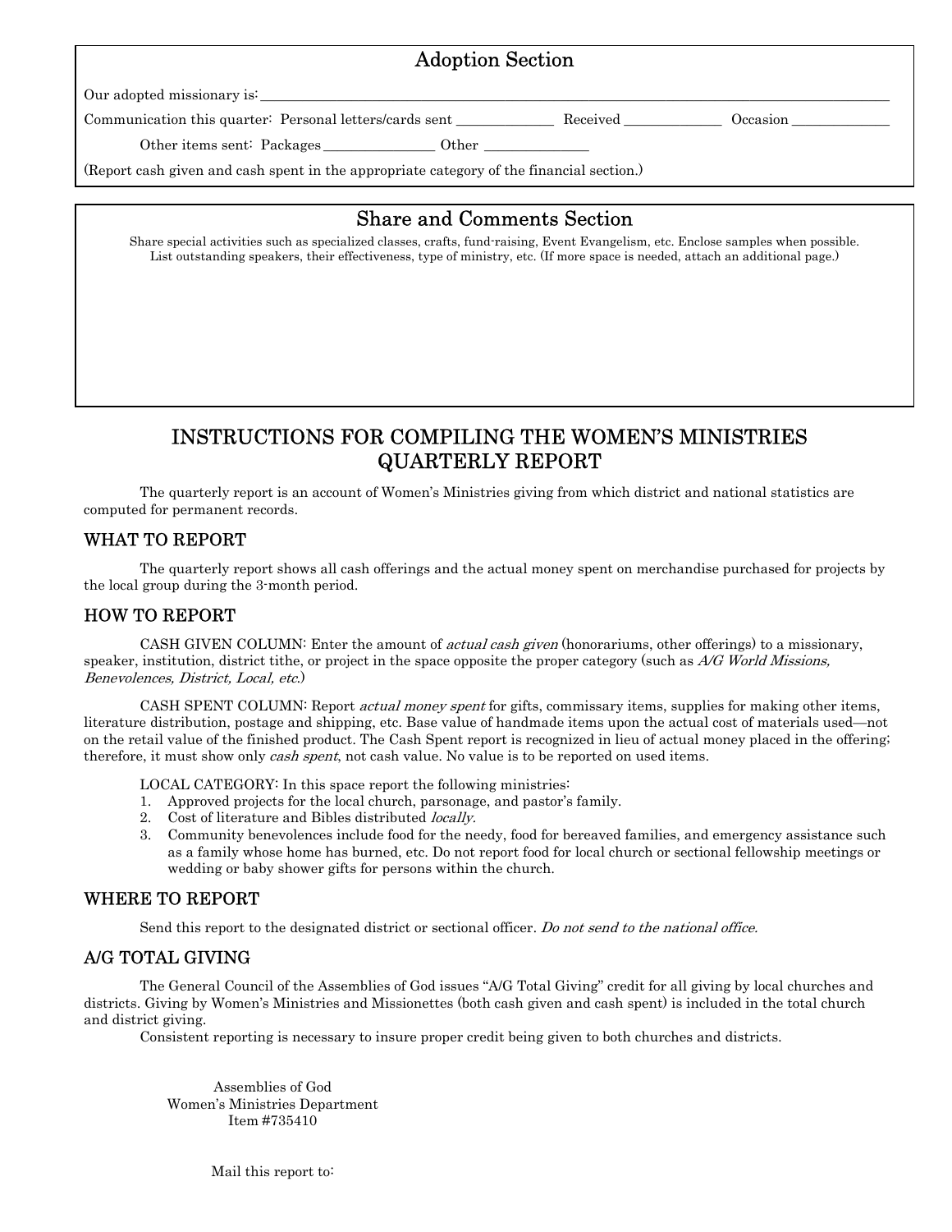## Adoption Section

Our adopted missionary is: ______________________________________________

Communication this quarter: Personal letters/cards sent ____________ Received ____________ Occasion ____________

Other items sent: Packages ______________ Other ____________

(Report cash given and cash spent in the appropriate category of the financial section.)

## Share and Comments Section

Share special activities such as specialized classes, crafts, fund-raising, Event Evangelism, etc. Enclose samples when possible. List outstanding speakers, their effectiveness, type of ministry, etc. (If more space is needed, attach an additional page.)

# INSTRUCTIONS FOR COMPILING THE WOMEN'S MINISTRIES QUARTERLY REPORT

The quarterly report is an account of Women's Ministries giving from which district and national statistics are computed for permanent records.

## WHAT TO REPORT

The quarterly report shows all cash offerings and the actual money spent on merchandise purchased for projects by the local group during the 3-month period.

## HOW TO REPORT

CASH GIVEN COLUMN: Enter the amount of *actual cash given* (honorariums, other offerings) to a missionary, speaker, institution, district tithe, or project in the space opposite the proper category (such as *A/G World Missions, Benevolences, District, Local, etc*.)

CASH SPENT COLUMN: Report *actual money spent* for gifts, commissary items, supplies for making other items, literature distribution, postage and shipping, etc. Base value of handmade items upon the actual cost of materials used—not on the retail value of the finished product. The Cash Spent report is recognized in lieu of actual money placed in the offering; therefore, it must show only *cash spent*, not cash value. No value is to be reported on used items.

LOCAL CATEGORY: In this space report the following ministries:

1. Approved projects for the local church, parsonage, and pastor's family.
2. Cost of literature and Bibles distributed *locally.*
3. Community benevolences include food for the needy, food for bereaved families, and emergency assistance such as a family whose home has burned, etc. Do not report food for local church or sectional fellowship meetings or wedding or baby shower gifts for persons within the church.

## WHERE TO REPORT

Send this report to the designated district or sectional officer. *Do not send to the national office.*

## A/G TOTAL GIVING

The General Council of the Assemblies of God issues "A/G Total Giving" credit for all giving by local churches and districts. Giving by Women's Ministries and Missionettes (both cash given and cash spent) is included in the total church and district giving.

Consistent reporting is necessary to insure proper credit being given to both churches and districts.

Assemblies of God
Women's Ministries Department
Item #735410

Mail this report to: